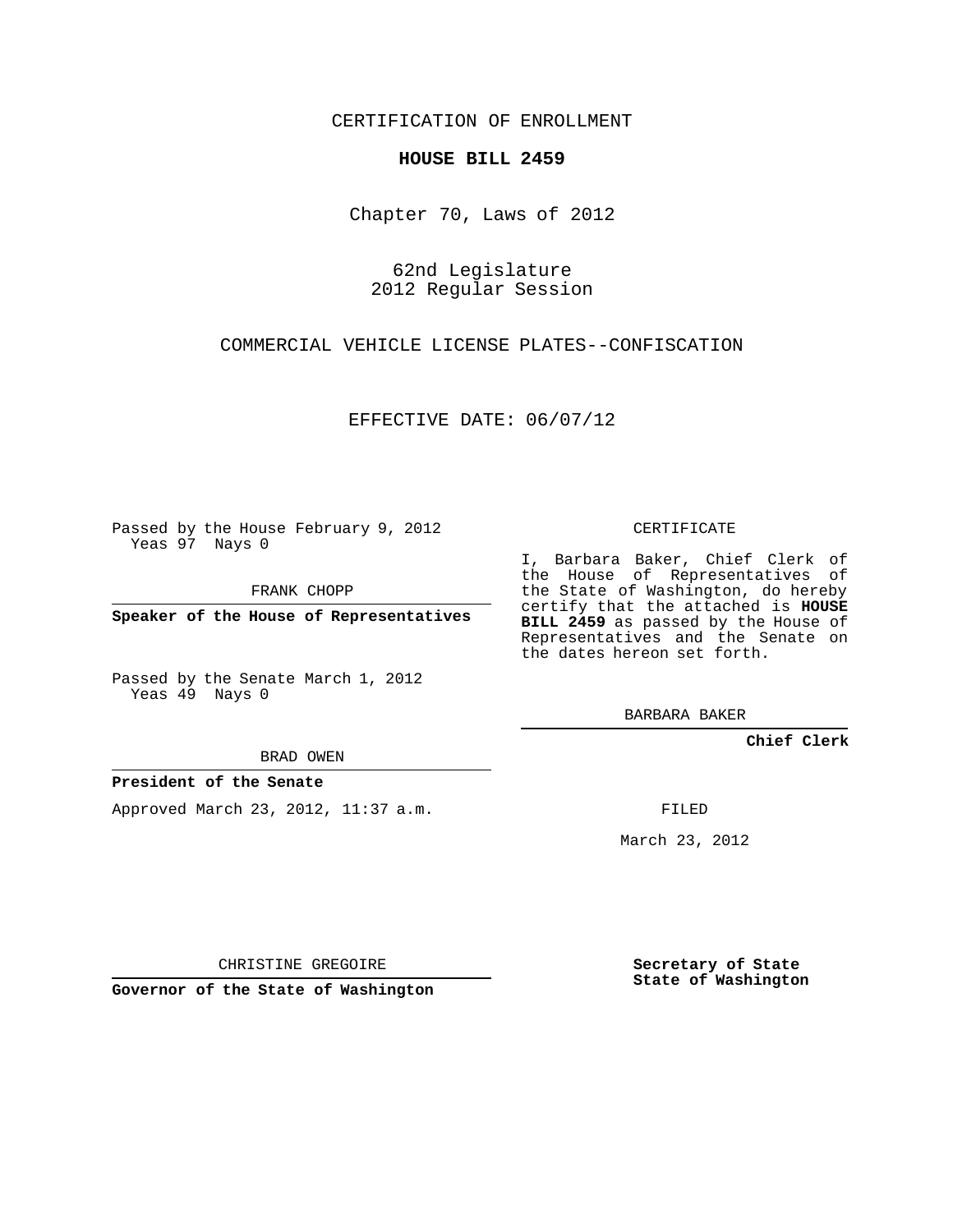CERTIFICATION OF ENROLLMENT

**HOUSE BILL 2459**

Chapter 70, Laws of 2012

62nd Legislature
2012 Regular Session

COMMERCIAL VEHICLE LICENSE PLATES--CONFISCATION

EFFECTIVE DATE: 06/07/12

Passed by the House February 9, 2012
Yeas 97 Nays 0

FRANK CHOPP

**Speaker of the House of Representatives**

Passed by the Senate March 1, 2012
Yeas 49 Nays 0

BRAD OWEN

**President of the Senate**

Approved March 23, 2012, 11:37 a.m.

CHRISTINE GREGOIRE

**Governor of the State of Washington**

CERTIFICATE

I, Barbara Baker, Chief Clerk of the House of Representatives of the State of Washington, do hereby certify that the attached is **HOUSE BILL 2459** as passed by the House of Representatives and the Senate on the dates hereon set forth.

BARBARA BAKER

**Chief Clerk**

FILED

March 23, 2012

**Secretary of State**
**State of Washington**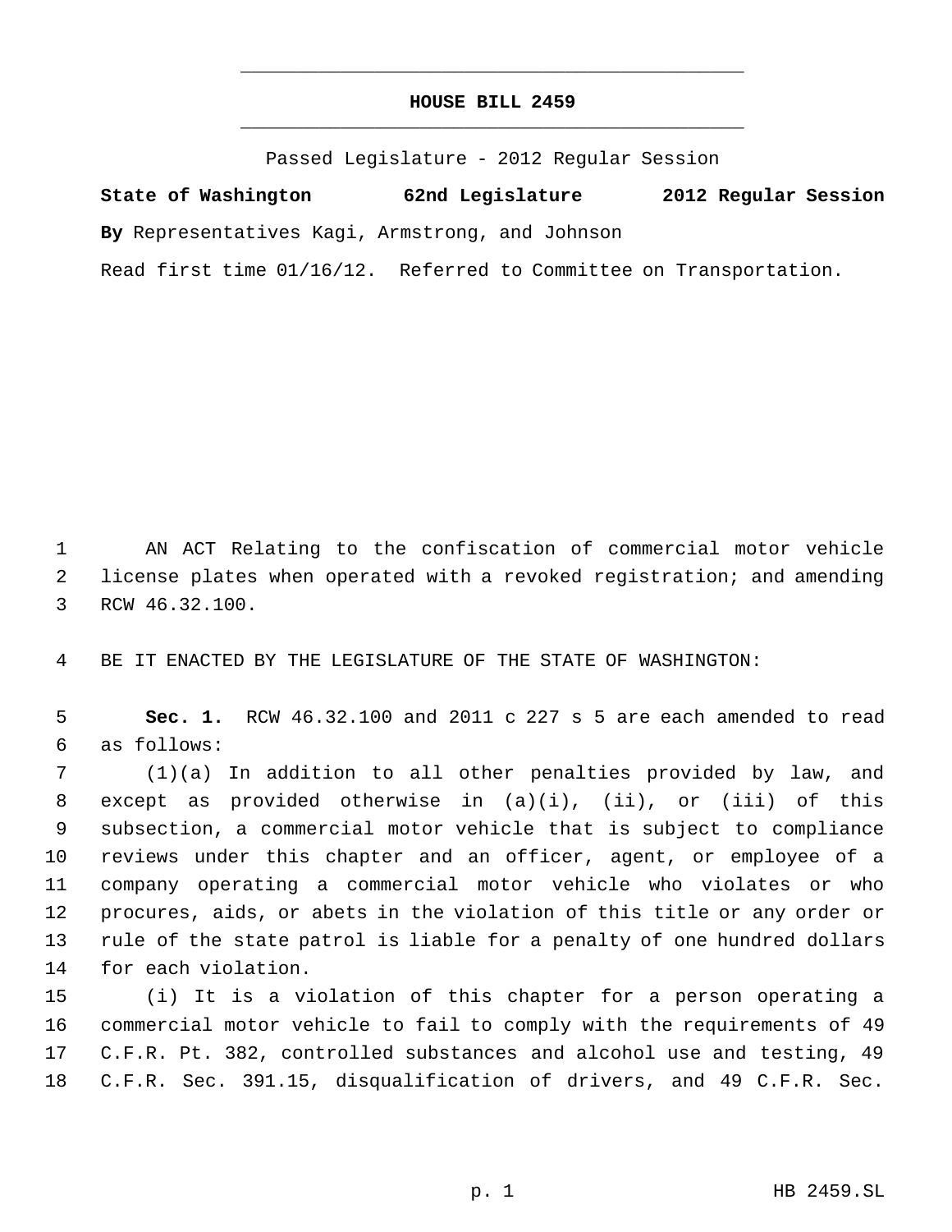# HOUSE BILL 2459

Passed Legislature - 2012 Regular Session

**State of Washington 62nd Legislature 2012 Regular Session**

**By** Representatives Kagi, Armstrong, and Johnson

Read first time 01/16/12. Referred to Committee on Transportation.

AN ACT Relating to the confiscation of commercial motor vehicle license plates when operated with a revoked registration; and amending RCW 46.32.100.

BE IT ENACTED BY THE LEGISLATURE OF THE STATE OF WASHINGTON:

**Sec. 1.** RCW 46.32.100 and 2011 c 227 s 5 are each amended to read as follows:

(1)(a) In addition to all other penalties provided by law, and except as provided otherwise in (a)(i), (ii), or (iii) of this subsection, a commercial motor vehicle that is subject to compliance reviews under this chapter and an officer, agent, or employee of a company operating a commercial motor vehicle who violates or who procures, aids, or abets in the violation of this title or any order or rule of the state patrol is liable for a penalty of one hundred dollars for each violation.

(i) It is a violation of this chapter for a person operating a commercial motor vehicle to fail to comply with the requirements of 49 C.F.R. Pt. 382, controlled substances and alcohol use and testing, 49 C.F.R. Sec. 391.15, disqualification of drivers, and 49 C.F.R. Sec.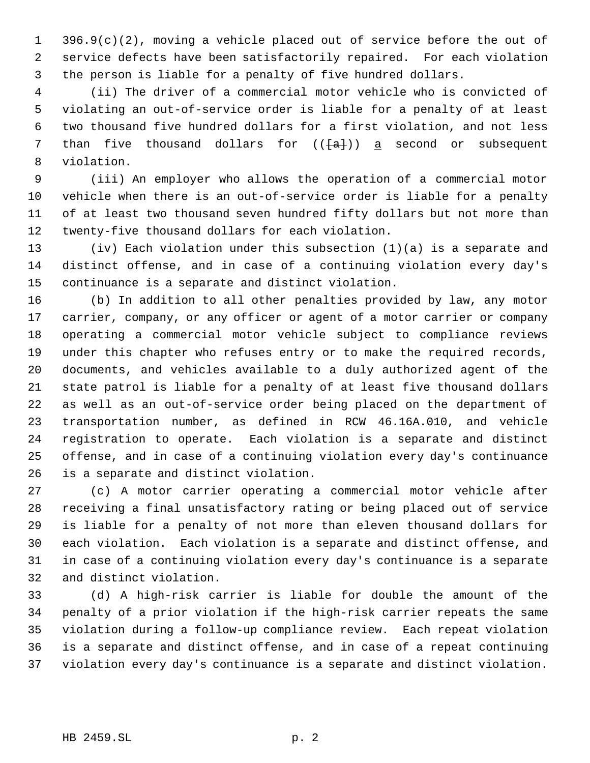396.9(c)(2), moving a vehicle placed out of service before the out of service defects have been satisfactorily repaired. For each violation the person is liable for a penalty of five hundred dollars.

(ii) The driver of a commercial motor vehicle who is convicted of violating an out-of-service order is liable for a penalty of at least two thousand five hundred dollars for a first violation, and not less than five thousand dollars for ((~~[a]~~)) a second or subsequent violation.

(iii) An employer who allows the operation of a commercial motor vehicle when there is an out-of-service order is liable for a penalty of at least two thousand seven hundred fifty dollars but not more than twenty-five thousand dollars for each violation.

(iv) Each violation under this subsection (1)(a) is a separate and distinct offense, and in case of a continuing violation every day's continuance is a separate and distinct violation.

(b) In addition to all other penalties provided by law, any motor carrier, company, or any officer or agent of a motor carrier or company operating a commercial motor vehicle subject to compliance reviews under this chapter who refuses entry or to make the required records, documents, and vehicles available to a duly authorized agent of the state patrol is liable for a penalty of at least five thousand dollars as well as an out-of-service order being placed on the department of transportation number, as defined in RCW 46.16A.010, and vehicle registration to operate. Each violation is a separate and distinct offense, and in case of a continuing violation every day's continuance is a separate and distinct violation.

(c) A motor carrier operating a commercial motor vehicle after receiving a final unsatisfactory rating or being placed out of service is liable for a penalty of not more than eleven thousand dollars for each violation. Each violation is a separate and distinct offense, and in case of a continuing violation every day's continuance is a separate and distinct violation.

(d) A high-risk carrier is liable for double the amount of the penalty of a prior violation if the high-risk carrier repeats the same violation during a follow-up compliance review. Each repeat violation is a separate and distinct offense, and in case of a repeat continuing violation every day's continuance is a separate and distinct violation.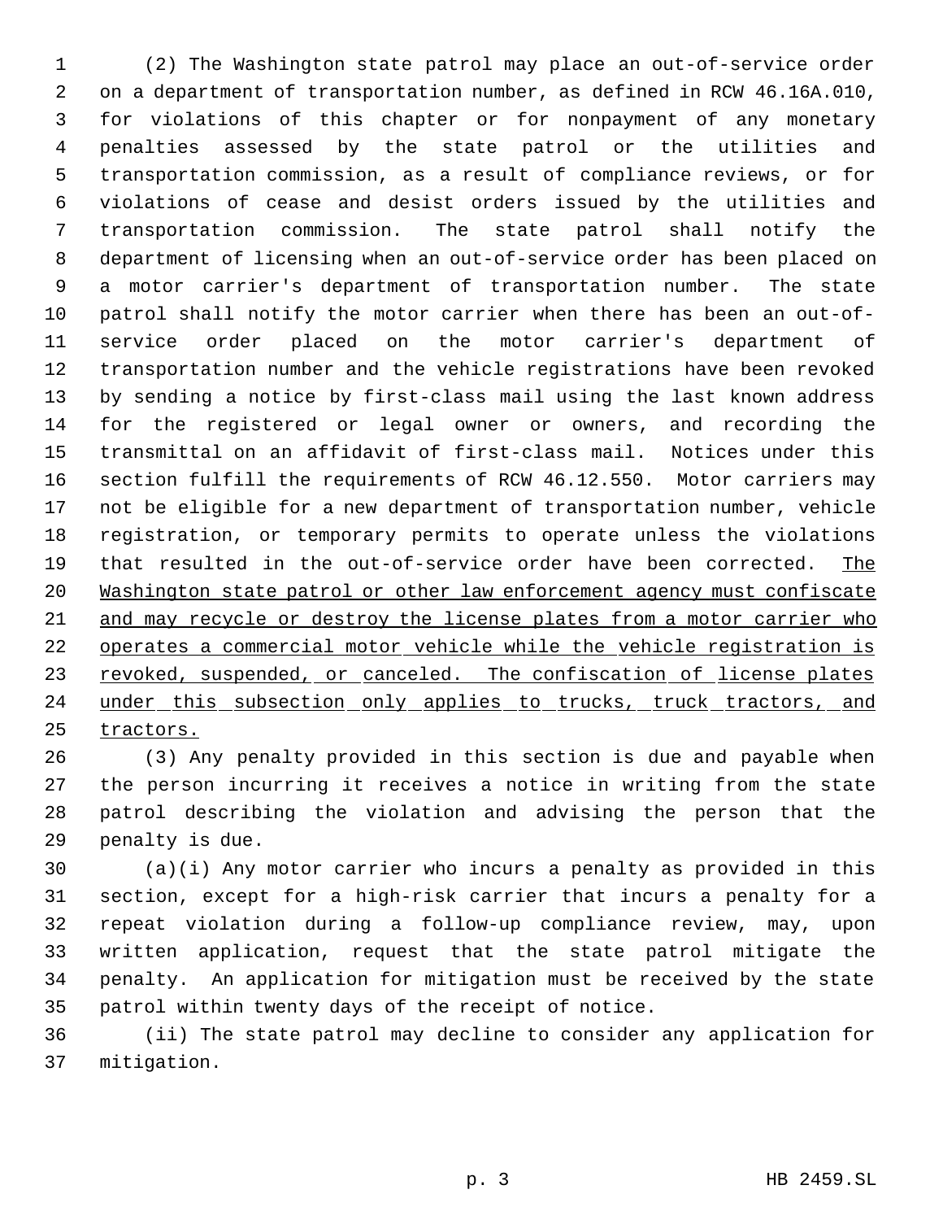(2) The Washington state patrol may place an out-of-service order on a department of transportation number, as defined in RCW 46.16A.010, for violations of this chapter or for nonpayment of any monetary penalties assessed by the state patrol or the utilities and transportation commission, as a result of compliance reviews, or for violations of cease and desist orders issued by the utilities and transportation commission. The state patrol shall notify the department of licensing when an out-of-service order has been placed on a motor carrier's department of transportation number. The state patrol shall notify the motor carrier when there has been an out-of-service order placed on the motor carrier's department of transportation number and the vehicle registrations have been revoked by sending a notice by first-class mail using the last known address for the registered or legal owner or owners, and recording the transmittal on an affidavit of first-class mail. Notices under this section fulfill the requirements of RCW 46.12.550. Motor carriers may not be eligible for a new department of transportation number, vehicle registration, or temporary permits to operate unless the violations that resulted in the out-of-service order have been corrected. <u>The Washington state patrol or other law enforcement agency must confiscate and may recycle or destroy the license plates from a motor carrier who operates a commercial motor vehicle while the vehicle registration is revoked, suspended, or canceled. The confiscation of license plates under this subsection only applies to trucks, truck tractors, and tractors.</u>

(3) Any penalty provided in this section is due and payable when the person incurring it receives a notice in writing from the state patrol describing the violation and advising the person that the penalty is due.

(a)(i) Any motor carrier who incurs a penalty as provided in this section, except for a high-risk carrier that incurs a penalty for a repeat violation during a follow-up compliance review, may, upon written application, request that the state patrol mitigate the penalty. An application for mitigation must be received by the state patrol within twenty days of the receipt of notice.

(ii) The state patrol may decline to consider any application for mitigation.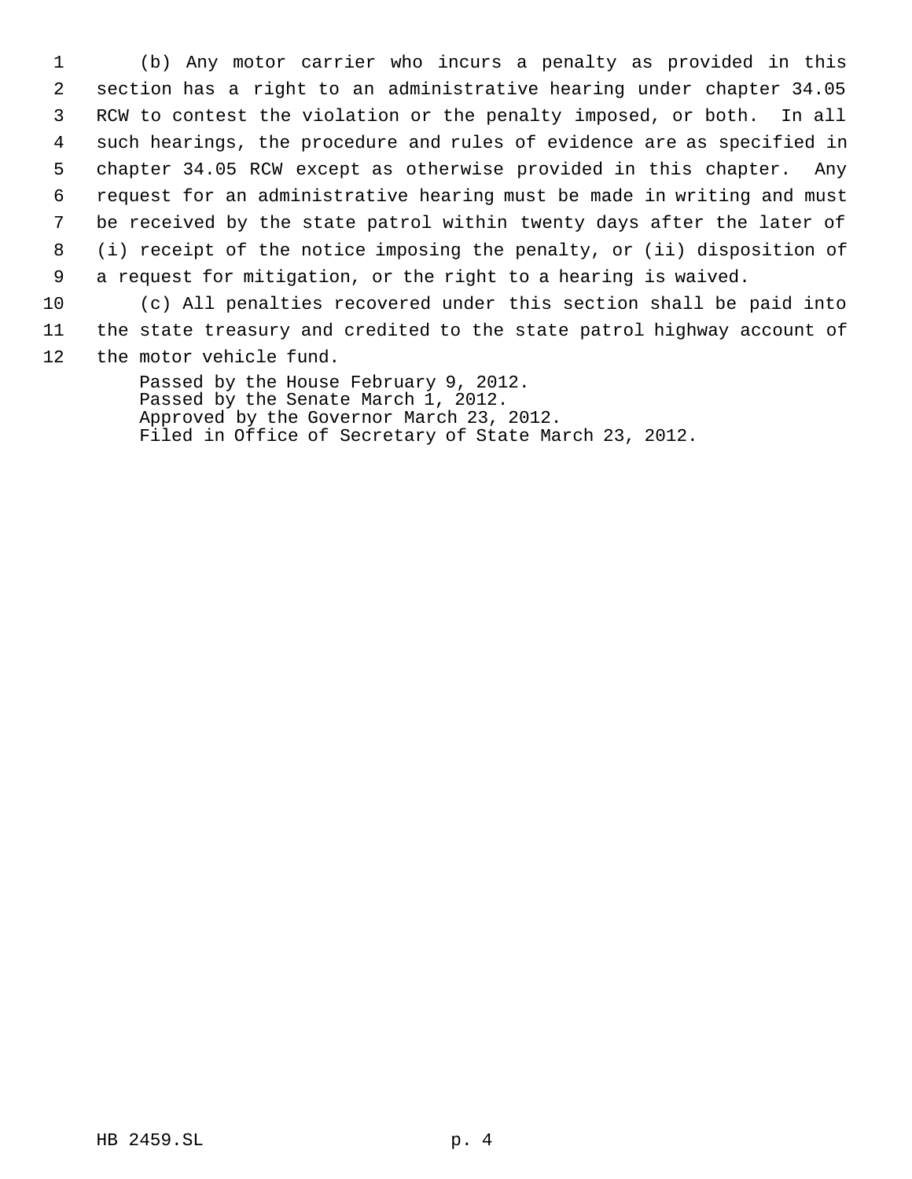(b) Any motor carrier who incurs a penalty as provided in this section has a right to an administrative hearing under chapter 34.05 RCW to contest the violation or the penalty imposed, or both. In all such hearings, the procedure and rules of evidence are as specified in chapter 34.05 RCW except as otherwise provided in this chapter. Any request for an administrative hearing must be made in writing and must be received by the state patrol within twenty days after the later of (i) receipt of the notice imposing the penalty, or (ii) disposition of a request for mitigation, or the right to a hearing is waived.

(c) All penalties recovered under this section shall be paid into the state treasury and credited to the state patrol highway account of the motor vehicle fund.

Passed by the House February 9, 2012.
Passed by the Senate March 1, 2012.
Approved by the Governor March 23, 2012.
Filed in Office of Secretary of State March 23, 2012.